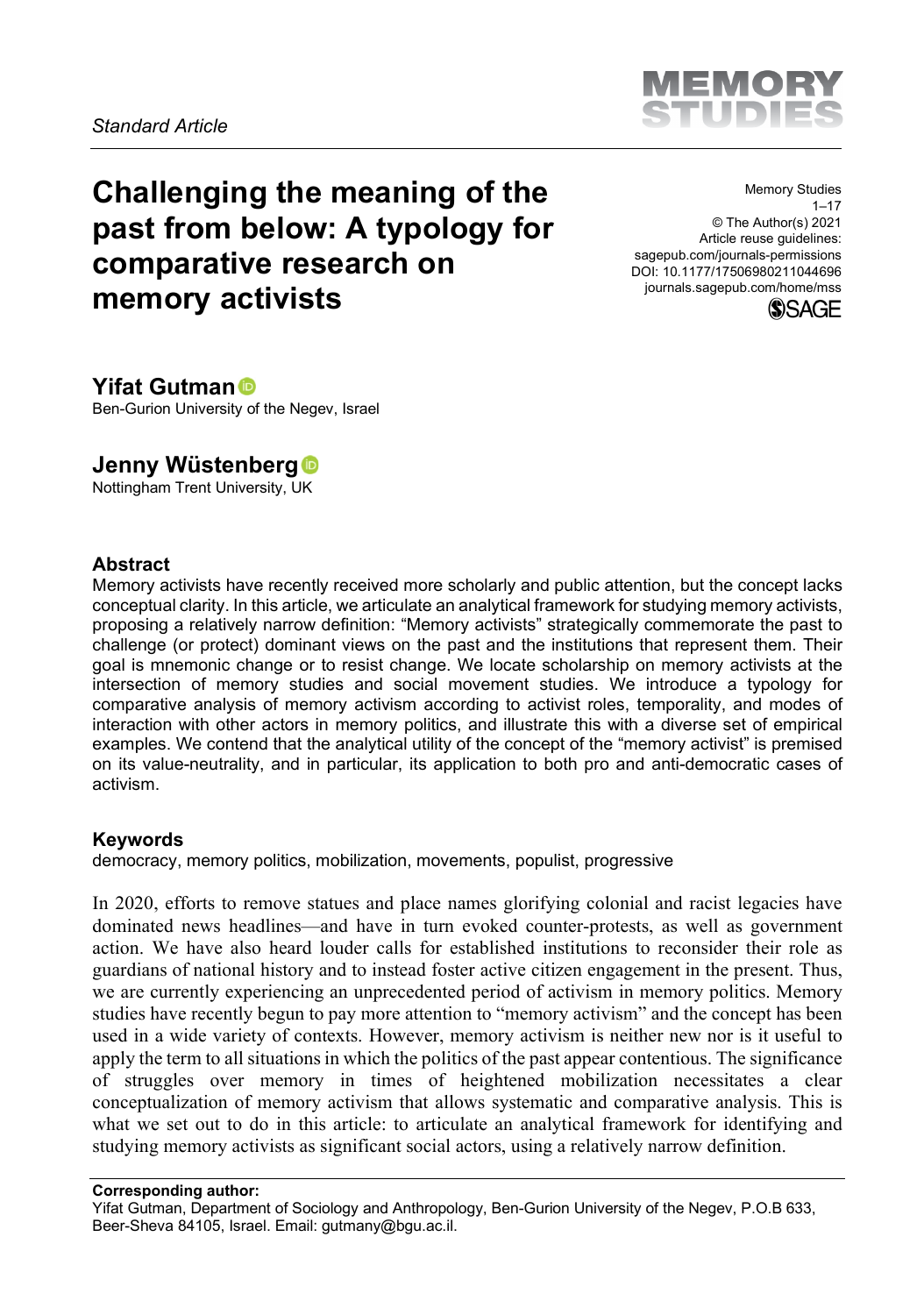*Standard Article*

# Challenging the meaning of the past from below: A typology for comparative research on memory activists

Memory Studies
© The Author(s) 2021
Article reuse guidelines:
sagepub.com/journals-permissions
DOI: 10.1177/17506980211044696
journals.sagepub.com/home/mss

**Yifat Gutman**
Ben-Gurion University of the Negev, Israel

**Jenny Wüstenberg**
Nottingham Trent University, UK

## Abstract

Memory activists have recently received more scholarly and public attention, but the concept lacks conceptual clarity. In this article, we articulate an analytical framework for studying memory activists, proposing a relatively narrow definition: "Memory activists" strategically commemorate the past to challenge (or protect) dominant views on the past and the institutions that represent them. Their goal is mnemonic change or to resist change. We locate scholarship on memory activists at the intersection of memory studies and social movement studies. We introduce a typology for comparative analysis of memory activism according to activist roles, temporality, and modes of interaction with other actors in memory politics, and illustrate this with a diverse set of empirical examples. We contend that the analytical utility of the concept of the "memory activist" is premised on its value-neutrality, and in particular, its application to both pro and anti-democratic cases of activism.

## Keywords

democracy, memory politics, mobilization, movements, populist, progressive

In 2020, efforts to remove statues and place names glorifying colonial and racist legacies have dominated news headlines—and have in turn evoked counter-protests, as well as government action. We have also heard louder calls for established institutions to reconsider their role as guardians of national history and to instead foster active citizen engagement in the present. Thus, we are currently experiencing an unprecedented period of activism in memory politics. Memory studies have recently begun to pay more attention to "memory activism" and the concept has been used in a wide variety of contexts. However, memory activism is neither new nor is it useful to apply the term to all situations in which the politics of the past appear contentious. The significance of struggles over memory in times of heightened mobilization necessitates a clear conceptualization of memory activism that allows systematic and comparative analysis. This is what we set out to do in this article: to articulate an analytical framework for identifying and studying memory activists as significant social actors, using a relatively narrow definition.

**Corresponding author:**
Yifat Gutman, Department of Sociology and Anthropology, Ben-Gurion University of the Negev, P.O.B 633, Beer-Sheva 84105, Israel. Email: gutmany@bgu.ac.il.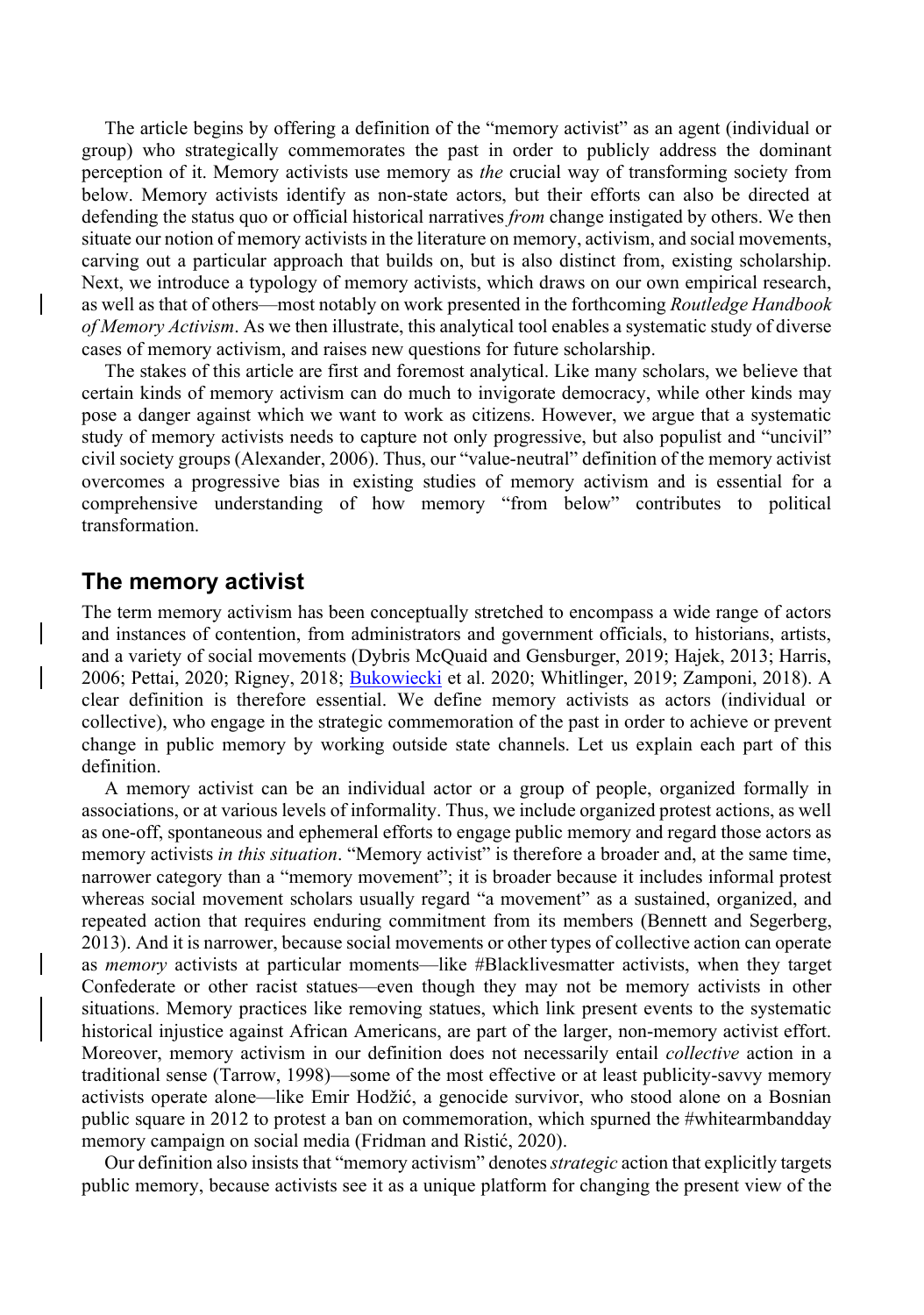The article begins by offering a definition of the "memory activist" as an agent (individual or group) who strategically commemorates the past in order to publicly address the dominant perception of it. Memory activists use memory as *the* crucial way of transforming society from below. Memory activists identify as non-state actors, but their efforts can also be directed at defending the status quo or official historical narratives *from* change instigated by others. We then situate our notion of memory activists in the literature on memory, activism, and social movements, carving out a particular approach that builds on, but is also distinct from, existing scholarship. Next, we introduce a typology of memory activists, which draws on our own empirical research, as well as that of others—most notably on work presented in the forthcoming *Routledge Handbook of Memory Activism*. As we then illustrate, this analytical tool enables a systematic study of diverse cases of memory activism, and raises new questions for future scholarship.

The stakes of this article are first and foremost analytical. Like many scholars, we believe that certain kinds of memory activism can do much to invigorate democracy, while other kinds may pose a danger against which we want to work as citizens. However, we argue that a systematic study of memory activists needs to capture not only progressive, but also populist and "uncivil" civil society groups (Alexander, 2006). Thus, our "value-neutral" definition of the memory activist overcomes a progressive bias in existing studies of memory activism and is essential for a comprehensive understanding of how memory "from below" contributes to political transformation.

## The memory activist

The term memory activism has been conceptually stretched to encompass a wide range of actors and instances of contention, from administrators and government officials, to historians, artists, and a variety of social movements (Dybris McQuaid and Gensburger, 2019; Hajek, 2013; Harris, 2006; Pettai, 2020; Rigney, 2018; Bukowiecki et al. 2020; Whitlinger, 2019; Zamponi, 2018). A clear definition is therefore essential. We define memory activists as actors (individual or collective), who engage in the strategic commemoration of the past in order to achieve or prevent change in public memory by working outside state channels. Let us explain each part of this definition.

A memory activist can be an individual actor or a group of people, organized formally in associations, or at various levels of informality. Thus, we include organized protest actions, as well as one-off, spontaneous and ephemeral efforts to engage public memory and regard those actors as memory activists *in this situation*. "Memory activist" is therefore a broader and, at the same time, narrower category than a "memory movement"; it is broader because it includes informal protest whereas social movement scholars usually regard "a movement" as a sustained, organized, and repeated action that requires enduring commitment from its members (Bennett and Segerberg, 2013). And it is narrower, because social movements or other types of collective action can operate as *memory* activists at particular moments—like #Blacklivesmatter activists, when they target Confederate or other racist statues—even though they may not be memory activists in other situations. Memory practices like removing statues, which link present events to the systematic historical injustice against African Americans, are part of the larger, non-memory activist effort. Moreover, memory activism in our definition does not necessarily entail *collective* action in a traditional sense (Tarrow, 1998)—some of the most effective or at least publicity-savvy memory activists operate alone—like Emir Hodžić, a genocide survivor, who stood alone on a Bosnian public square in 2012 to protest a ban on commemoration, which spurned the #whitearmbandday memory campaign on social media (Fridman and Ristić, 2020).

Our definition also insists that "memory activism" denotes *strategic* action that explicitly targets public memory, because activists see it as a unique platform for changing the present view of the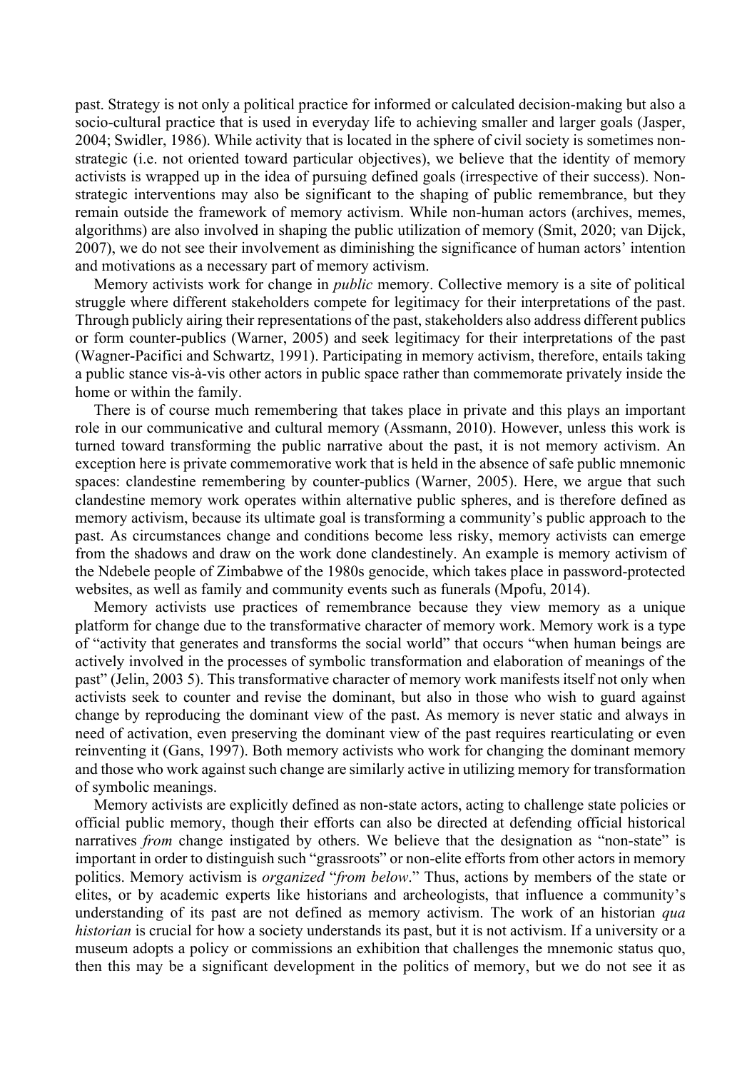past. Strategy is not only a political practice for informed or calculated decision-making but also a socio-cultural practice that is used in everyday life to achieving smaller and larger goals (Jasper, 2004; Swidler, 1986). While activity that is located in the sphere of civil society is sometimes non-strategic (i.e. not oriented toward particular objectives), we believe that the identity of memory activists is wrapped up in the idea of pursuing defined goals (irrespective of their success). Non-strategic interventions may also be significant to the shaping of public remembrance, but they remain outside the framework of memory activism. While non-human actors (archives, memes, algorithms) are also involved in shaping the public utilization of memory (Smit, 2020; van Dijck, 2007), we do not see their involvement as diminishing the significance of human actors' intention and motivations as a necessary part of memory activism.

Memory activists work for change in *public* memory. Collective memory is a site of political struggle where different stakeholders compete for legitimacy for their interpretations of the past. Through publicly airing their representations of the past, stakeholders also address different publics or form counter-publics (Warner, 2005) and seek legitimacy for their interpretations of the past (Wagner-Pacifici and Schwartz, 1991). Participating in memory activism, therefore, entails taking a public stance vis-à-vis other actors in public space rather than commemorate privately inside the home or within the family.

There is of course much remembering that takes place in private and this plays an important role in our communicative and cultural memory (Assmann, 2010). However, unless this work is turned toward transforming the public narrative about the past, it is not memory activism. An exception here is private commemorative work that is held in the absence of safe public mnemonic spaces: clandestine remembering by counter-publics (Warner, 2005). Here, we argue that such clandestine memory work operates within alternative public spheres, and is therefore defined as memory activism, because its ultimate goal is transforming a community's public approach to the past. As circumstances change and conditions become less risky, memory activists can emerge from the shadows and draw on the work done clandestinely. An example is memory activism of the Ndebele people of Zimbabwe of the 1980s genocide, which takes place in password-protected websites, as well as family and community events such as funerals (Mpofu, 2014).

Memory activists use practices of remembrance because they view memory as a unique platform for change due to the transformative character of memory work. Memory work is a type of "activity that generates and transforms the social world" that occurs "when human beings are actively involved in the processes of symbolic transformation and elaboration of meanings of the past" (Jelin, 2003 5). This transformative character of memory work manifests itself not only when activists seek to counter and revise the dominant, but also in those who wish to guard against change by reproducing the dominant view of the past. As memory is never static and always in need of activation, even preserving the dominant view of the past requires rearticulating or even reinventing it (Gans, 1997). Both memory activists who work for changing the dominant memory and those who work against such change are similarly active in utilizing memory for transformation of symbolic meanings.

Memory activists are explicitly defined as non-state actors, acting to challenge state policies or official public memory, though their efforts can also be directed at defending official historical narratives *from* change instigated by others. We believe that the designation as "non-state" is important in order to distinguish such "grassroots" or non-elite efforts from other actors in memory politics. Memory activism is *organized* "*from below*." Thus, actions by members of the state or elites, or by academic experts like historians and archeologists, that influence a community's understanding of its past are not defined as memory activism. The work of an historian *qua historian* is crucial for how a society understands its past, but it is not activism. If a university or a museum adopts a policy or commissions an exhibition that challenges the mnemonic status quo, then this may be a significant development in the politics of memory, but we do not see it as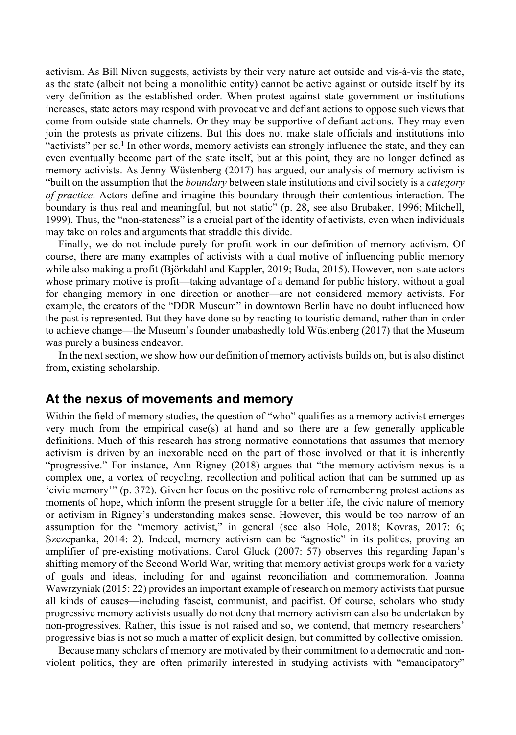activism. As Bill Niven suggests, activists by their very nature act outside and vis-à-vis the state, as the state (albeit not being a monolithic entity) cannot be active against or outside itself by its very definition as the established order. When protest against state government or institutions increases, state actors may respond with provocative and defiant actions to oppose such views that come from outside state channels. Or they may be supportive of defiant actions. They may even join the protests as private citizens. But this does not make state officials and institutions into "activists" per se.[1] In other words, memory activists can strongly influence the state, and they can even eventually become part of the state itself, but at this point, they are no longer defined as memory activists. As Jenny Wüstenberg (2017) has argued, our analysis of memory activism is "built on the assumption that the *boundary* between state institutions and civil society is a *category of practice*. Actors define and imagine this boundary through their contentious interaction. The boundary is thus real and meaningful, but not static" (p. 28, see also Brubaker, 1996; Mitchell, 1999). Thus, the "non-stateness" is a crucial part of the identity of activists, even when individuals may take on roles and arguments that straddle this divide.

Finally, we do not include purely for profit work in our definition of memory activism. Of course, there are many examples of activists with a dual motive of influencing public memory while also making a profit (Björkdahl and Kappler, 2019; Buda, 2015). However, non-state actors whose primary motive is profit—taking advantage of a demand for public history, without a goal for changing memory in one direction or another—are not considered memory activists. For example, the creators of the "DDR Museum" in downtown Berlin have no doubt influenced how the past is represented. But they have done so by reacting to touristic demand, rather than in order to achieve change—the Museum's founder unabashedly told Wüstenberg (2017) that the Museum was purely a business endeavor.

In the next section, we show how our definition of memory activists builds on, but is also distinct from, existing scholarship.

## At the nexus of movements and memory

Within the field of memory studies, the question of "who" qualifies as a memory activist emerges very much from the empirical case(s) at hand and so there are a few generally applicable definitions. Much of this research has strong normative connotations that assumes that memory activism is driven by an inexorable need on the part of those involved or that it is inherently "progressive." For instance, Ann Rigney (2018) argues that "the memory-activism nexus is a complex one, a vortex of recycling, recollection and political action that can be summed up as 'civic memory'" (p. 372). Given her focus on the positive role of remembering protest actions as moments of hope, which inform the present struggle for a better life, the civic nature of memory or activism in Rigney's understanding makes sense. However, this would be too narrow of an assumption for the "memory activist," in general (see also Holc, 2018; Kovras, 2017: 6; Szczepanka, 2014: 2). Indeed, memory activism can be "agnostic" in its politics, proving an amplifier of pre-existing motivations. Carol Gluck (2007: 57) observes this regarding Japan's shifting memory of the Second World War, writing that memory activist groups work for a variety of goals and ideas, including for and against reconciliation and commemoration. Joanna Wawrzyniak (2015: 22) provides an important example of research on memory activists that pursue all kinds of causes—including fascist, communist, and pacifist. Of course, scholars who study progressive memory activists usually do not deny that memory activism can also be undertaken by non-progressives. Rather, this issue is not raised and so, we contend, that memory researchers' progressive bias is not so much a matter of explicit design, but committed by collective omission.

Because many scholars of memory are motivated by their commitment to a democratic and non-violent politics, they are often primarily interested in studying activists with "emancipatory"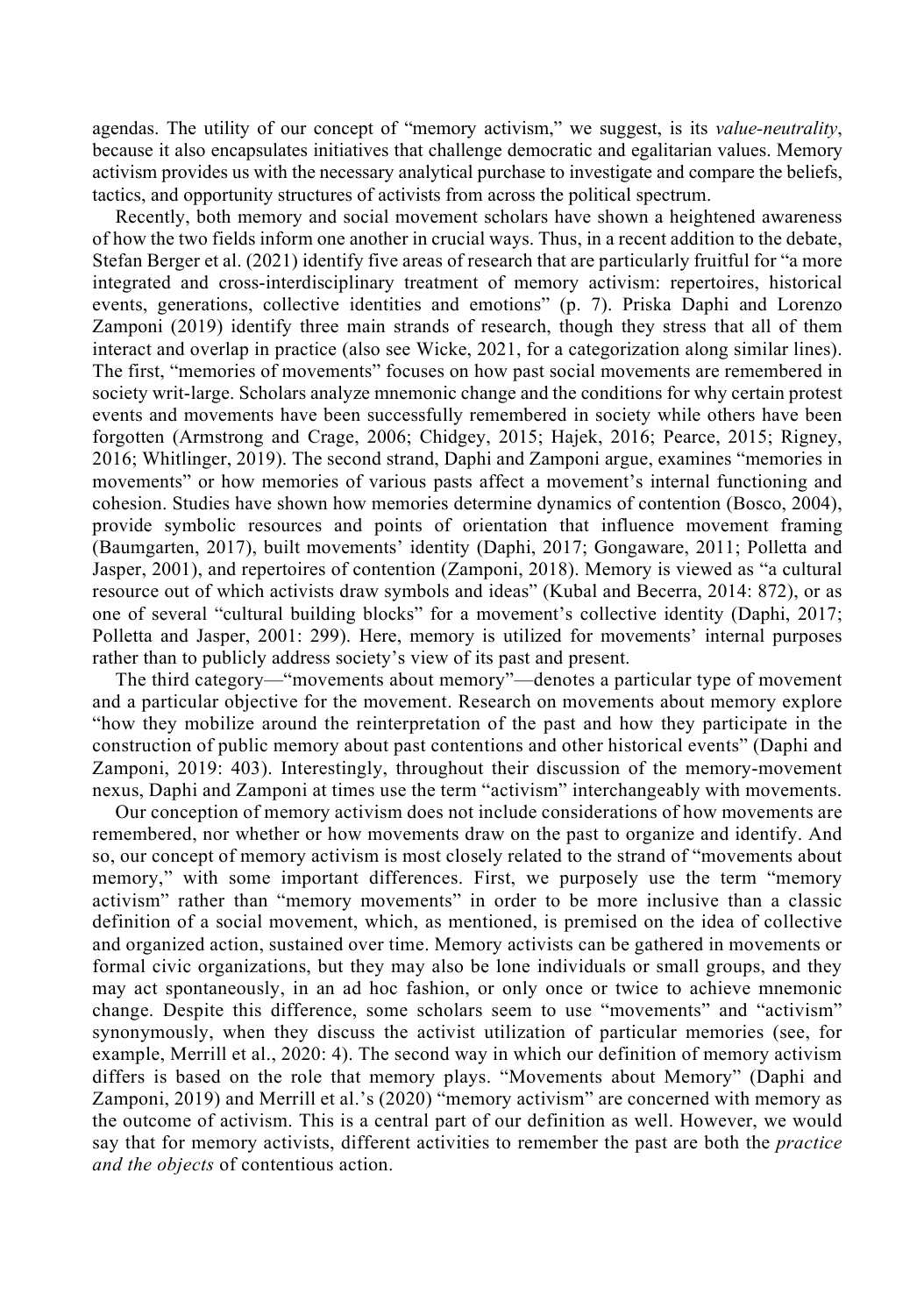agendas. The utility of our concept of "memory activism," we suggest, is its *value-neutrality*, because it also encapsulates initiatives that challenge democratic and egalitarian values. Memory activism provides us with the necessary analytical purchase to investigate and compare the beliefs, tactics, and opportunity structures of activists from across the political spectrum.

Recently, both memory and social movement scholars have shown a heightened awareness of how the two fields inform one another in crucial ways. Thus, in a recent addition to the debate, Stefan Berger et al. (2021) identify five areas of research that are particularly fruitful for "a more integrated and cross-interdisciplinary treatment of memory activism: repertoires, historical events, generations, collective identities and emotions" (p. 7). Priska Daphi and Lorenzo Zamponi (2019) identify three main strands of research, though they stress that all of them interact and overlap in practice (also see Wicke, 2021, for a categorization along similar lines). The first, "memories of movements" focuses on how past social movements are remembered in society writ-large. Scholars analyze mnemonic change and the conditions for why certain protest events and movements have been successfully remembered in society while others have been forgotten (Armstrong and Crage, 2006; Chidgey, 2015; Hajek, 2016; Pearce, 2015; Rigney, 2016; Whitlinger, 2019). The second strand, Daphi and Zamponi argue, examines "memories in movements" or how memories of various pasts affect a movement's internal functioning and cohesion. Studies have shown how memories determine dynamics of contention (Bosco, 2004), provide symbolic resources and points of orientation that influence movement framing (Baumgarten, 2017), built movements' identity (Daphi, 2017; Gongaware, 2011; Polletta and Jasper, 2001), and repertoires of contention (Zamponi, 2018). Memory is viewed as "a cultural resource out of which activists draw symbols and ideas" (Kubal and Becerra, 2014: 872), or as one of several "cultural building blocks" for a movement's collective identity (Daphi, 2017; Polletta and Jasper, 2001: 299). Here, memory is utilized for movements' internal purposes rather than to publicly address society's view of its past and present.

The third category—"movements about memory"—denotes a particular type of movement and a particular objective for the movement. Research on movements about memory explore "how they mobilize around the reinterpretation of the past and how they participate in the construction of public memory about past contentions and other historical events" (Daphi and Zamponi, 2019: 403). Interestingly, throughout their discussion of the memory-movement nexus, Daphi and Zamponi at times use the term "activism" interchangeably with movements.

Our conception of memory activism does not include considerations of how movements are remembered, nor whether or how movements draw on the past to organize and identify. And so, our concept of memory activism is most closely related to the strand of "movements about memory," with some important differences. First, we purposely use the term "memory activism" rather than "memory movements" in order to be more inclusive than a classic definition of a social movement, which, as mentioned, is premised on the idea of collective and organized action, sustained over time. Memory activists can be gathered in movements or formal civic organizations, but they may also be lone individuals or small groups, and they may act spontaneously, in an ad hoc fashion, or only once or twice to achieve mnemonic change. Despite this difference, some scholars seem to use "movements" and "activism" synonymously, when they discuss the activist utilization of particular memories (see, for example, Merrill et al., 2020: 4). The second way in which our definition of memory activism differs is based on the role that memory plays. "Movements about Memory" (Daphi and Zamponi, 2019) and Merrill et al.'s (2020) "memory activism" are concerned with memory as the outcome of activism. This is a central part of our definition as well. However, we would say that for memory activists, different activities to remember the past are both the *practice and the objects* of contentious action.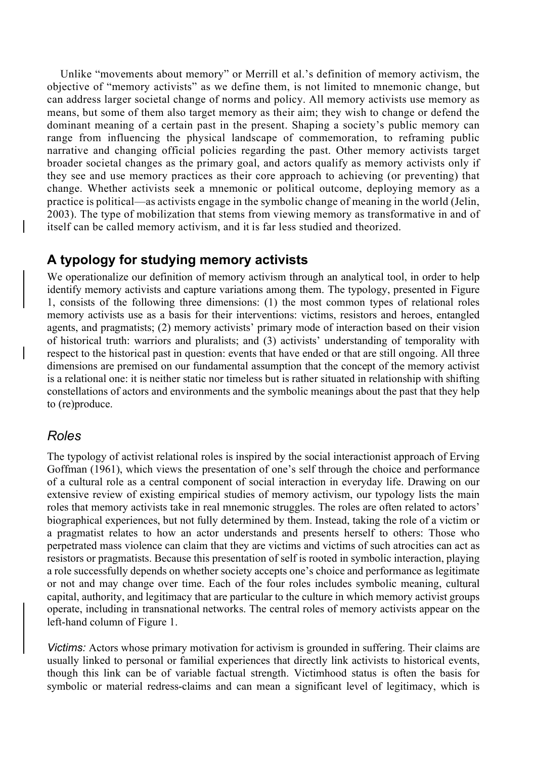Unlike "movements about memory" or Merrill et al.'s definition of memory activism, the objective of "memory activists" as we define them, is not limited to mnemonic change, but can address larger societal change of norms and policy. All memory activists use memory as means, but some of them also target memory as their aim; they wish to change or defend the dominant meaning of a certain past in the present. Shaping a society's public memory can range from influencing the physical landscape of commemoration, to reframing public narrative and changing official policies regarding the past. Other memory activists target broader societal changes as the primary goal, and actors qualify as memory activists only if they see and use memory practices as their core approach to achieving (or preventing) that change. Whether activists seek a mnemonic or political outcome, deploying memory as a practice is political—as activists engage in the symbolic change of meaning in the world (Jelin, 2003). The type of mobilization that stems from viewing memory as transformative in and of itself can be called memory activism, and it is far less studied and theorized.

## A typology for studying memory activists

We operationalize our definition of memory activism through an analytical tool, in order to help identify memory activists and capture variations among them. The typology, presented in Figure 1, consists of the following three dimensions: (1) the most common types of relational roles memory activists use as a basis for their interventions: victims, resistors and heroes, entangled agents, and pragmatists; (2) memory activists' primary mode of interaction based on their vision of historical truth: warriors and pluralists; and (3) activists' understanding of temporality with respect to the historical past in question: events that have ended or that are still ongoing. All three dimensions are premised on our fundamental assumption that the concept of the memory activist is a relational one: it is neither static nor timeless but is rather situated in relationship with shifting constellations of actors and environments and the symbolic meanings about the past that they help to (re)produce.

### *Roles*

The typology of activist relational roles is inspired by the social interactionist approach of Erving Goffman (1961), which views the presentation of one's self through the choice and performance of a cultural role as a central component of social interaction in everyday life. Drawing on our extensive review of existing empirical studies of memory activism, our typology lists the main roles that memory activists take in real mnemonic struggles. The roles are often related to actors' biographical experiences, but not fully determined by them. Instead, taking the role of a victim or a pragmatist relates to how an actor understands and presents herself to others: Those who perpetrated mass violence can claim that they are victims and victims of such atrocities can act as resistors or pragmatists. Because this presentation of self is rooted in symbolic interaction, playing a role successfully depends on whether society accepts one's choice and performance as legitimate or not and may change over time. Each of the four roles includes symbolic meaning, cultural capital, authority, and legitimacy that are particular to the culture in which memory activist groups operate, including in transnational networks. The central roles of memory activists appear on the left-hand column of Figure 1.

*Victims:* Actors whose primary motivation for activism is grounded in suffering. Their claims are usually linked to personal or familial experiences that directly link activists to historical events, though this link can be of variable factual strength. Victimhood status is often the basis for symbolic or material redress-claims and can mean a significant level of legitimacy, which is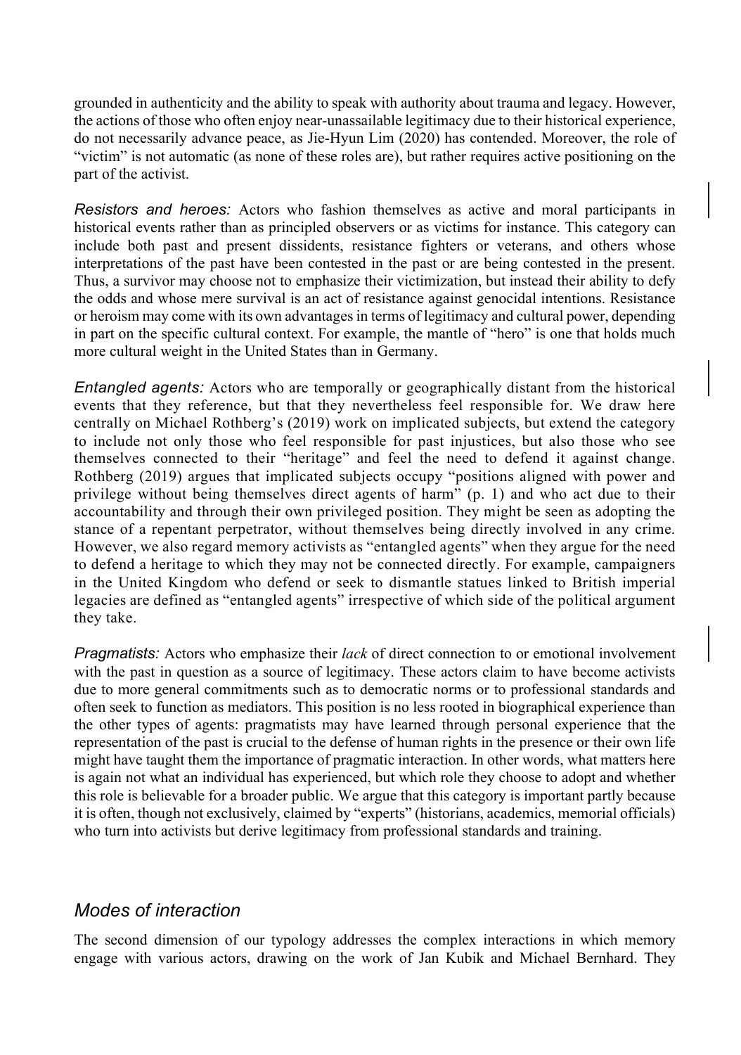grounded in authenticity and the ability to speak with authority about trauma and legacy. However, the actions of those who often enjoy near-unassailable legitimacy due to their historical experience, do not necessarily advance peace, as Jie-Hyun Lim (2020) has contended. Moreover, the role of "victim" is not automatic (as none of these roles are), but rather requires active positioning on the part of the activist.

*Resistors and heroes:* Actors who fashion themselves as active and moral participants in historical events rather than as principled observers or as victims for instance. This category can include both past and present dissidents, resistance fighters or veterans, and others whose interpretations of the past have been contested in the past or are being contested in the present. Thus, a survivor may choose not to emphasize their victimization, but instead their ability to defy the odds and whose mere survival is an act of resistance against genocidal intentions. Resistance or heroism may come with its own advantages in terms of legitimacy and cultural power, depending in part on the specific cultural context. For example, the mantle of "hero" is one that holds much more cultural weight in the United States than in Germany.

*Entangled agents:* Actors who are temporally or geographically distant from the historical events that they reference, but that they nevertheless feel responsible for. We draw here centrally on Michael Rothberg's (2019) work on implicated subjects, but extend the category to include not only those who feel responsible for past injustices, but also those who see themselves connected to their "heritage" and feel the need to defend it against change. Rothberg (2019) argues that implicated subjects occupy "positions aligned with power and privilege without being themselves direct agents of harm" (p. 1) and who act due to their accountability and through their own privileged position. They might be seen as adopting the stance of a repentant perpetrator, without themselves being directly involved in any crime. However, we also regard memory activists as "entangled agents" when they argue for the need to defend a heritage to which they may not be connected directly. For example, campaigners in the United Kingdom who defend or seek to dismantle statues linked to British imperial legacies are defined as "entangled agents" irrespective of which side of the political argument they take.

*Pragmatists:* Actors who emphasize their *lack* of direct connection to or emotional involvement with the past in question as a source of legitimacy. These actors claim to have become activists due to more general commitments such as to democratic norms or to professional standards and often seek to function as mediators. This position is no less rooted in biographical experience than the other types of agents: pragmatists may have learned through personal experience that the representation of the past is crucial to the defense of human rights in the presence or their own life might have taught them the importance of pragmatic interaction. In other words, what matters here is again not what an individual has experienced, but which role they choose to adopt and whether this role is believable for a broader public. We argue that this category is important partly because it is often, though not exclusively, claimed by "experts" (historians, academics, memorial officials) who turn into activists but derive legitimacy from professional standards and training.

## Modes of interaction

The second dimension of our typology addresses the complex interactions in which memory engage with various actors, drawing on the work of Jan Kubik and Michael Bernhard. They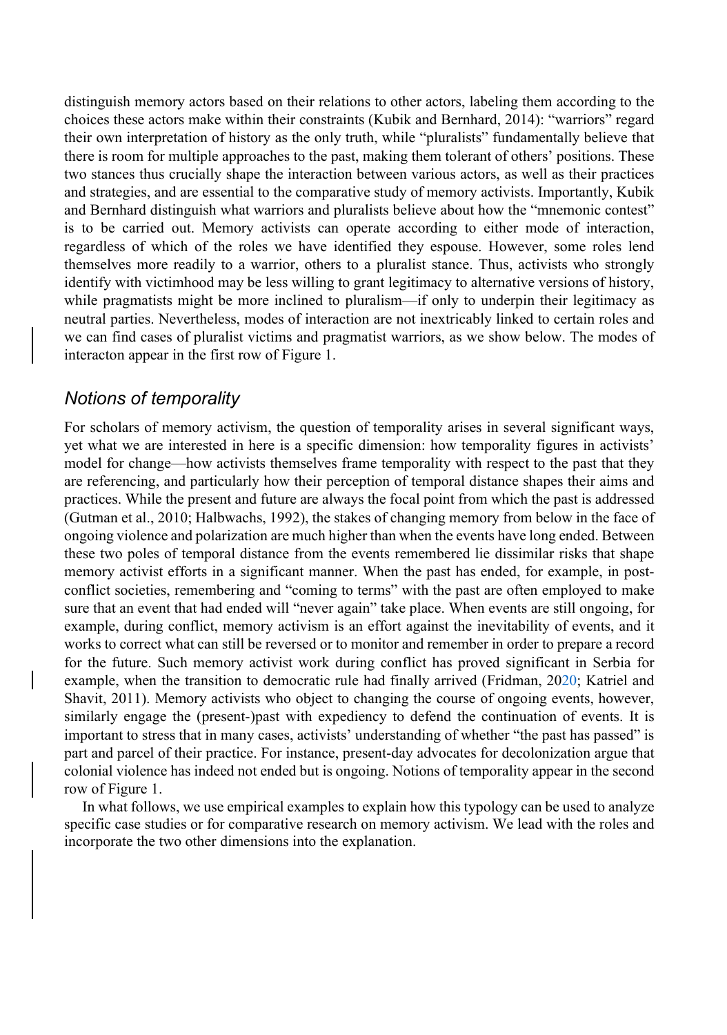distinguish memory actors based on their relations to other actors, labeling them according to the choices these actors make within their constraints (Kubik and Bernhard, 2014): "warriors" regard their own interpretation of history as the only truth, while "pluralists" fundamentally believe that there is room for multiple approaches to the past, making them tolerant of others' positions. These two stances thus crucially shape the interaction between various actors, as well as their practices and strategies, and are essential to the comparative study of memory activists. Importantly, Kubik and Bernhard distinguish what warriors and pluralists believe about how the "mnemonic contest" is to be carried out. Memory activists can operate according to either mode of interaction, regardless of which of the roles we have identified they espouse. However, some roles lend themselves more readily to a warrior, others to a pluralist stance. Thus, activists who strongly identify with victimhood may be less willing to grant legitimacy to alternative versions of history, while pragmatists might be more inclined to pluralism—if only to underpin their legitimacy as neutral parties. Nevertheless, modes of interaction are not inextricably linked to certain roles and we can find cases of pluralist victims and pragmatist warriors, as we show below. The modes of interacton appear in the first row of Figure 1.

## *Notions of temporality*

For scholars of memory activism, the question of temporality arises in several significant ways, yet what we are interested in here is a specific dimension: how temporality figures in activists' model for change—how activists themselves frame temporality with respect to the past that they are referencing, and particularly how their perception of temporal distance shapes their aims and practices. While the present and future are always the focal point from which the past is addressed (Gutman et al., 2010; Halbwachs, 1992), the stakes of changing memory from below in the face of ongoing violence and polarization are much higher than when the events have long ended. Between these two poles of temporal distance from the events remembered lie dissimilar risks that shape memory activist efforts in a significant manner. When the past has ended, for example, in post-conflict societies, remembering and "coming to terms" with the past are often employed to make sure that an event that had ended will "never again" take place. When events are still ongoing, for example, during conflict, memory activism is an effort against the inevitability of events, and it works to correct what can still be reversed or to monitor and remember in order to prepare a record for the future. Such memory activist work during conflict has proved significant in Serbia for example, when the transition to democratic rule had finally arrived (Fridman, 2020; Katriel and Shavit, 2011). Memory activists who object to changing the course of ongoing events, however, similarly engage the (present-)past with expediency to defend the continuation of events. It is important to stress that in many cases, activists' understanding of whether "the past has passed" is part and parcel of their practice. For instance, present-day advocates for decolonization argue that colonial violence has indeed not ended but is ongoing. Notions of temporality appear in the second row of Figure 1.

In what follows, we use empirical examples to explain how this typology can be used to analyze specific case studies or for comparative research on memory activism. We lead with the roles and incorporate the two other dimensions into the explanation.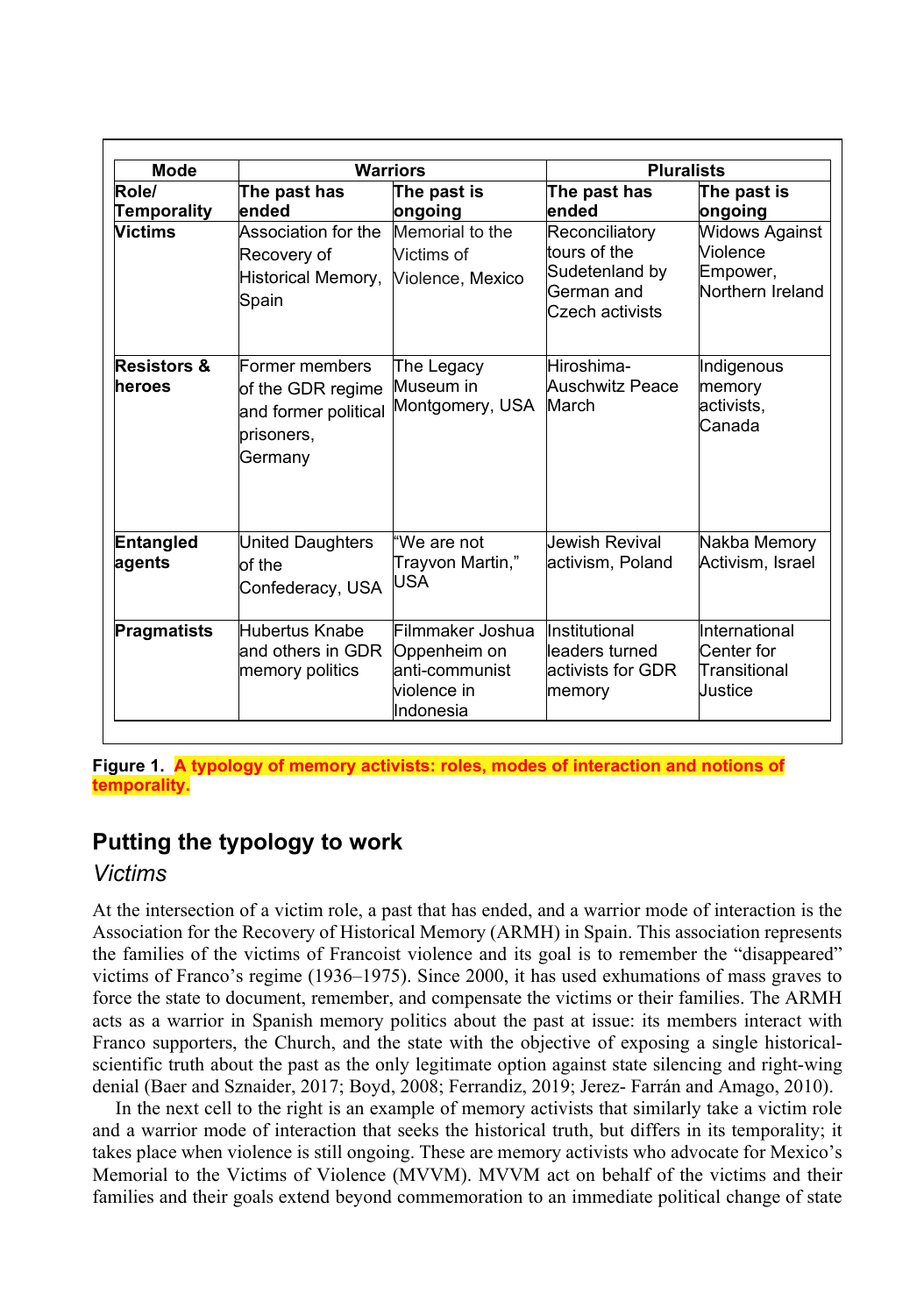| Mode | Warriors | | Pluralists | |
|---|---|---|---|---|
| Role/ Temporality | The past has ended | The past is ongoing | The past has ended | The past is ongoing |
| Victims | Association for the Recovery of Historical Memory, Spain | Memorial to the Victims of Violence, Mexico | Reconciliatory tours of the Sudetenland by German and Czech activists | Widows Against Violence Empower, Northern Ireland |
| Resistors & heroes | Former members of the GDR regime and former political prisoners, Germany | The Legacy Museum in Montgomery, USA | Hiroshima-Auschwitz Peace March | Indigenous memory activists, Canada |
| Entangled agents | United Daughters of the Confederacy, USA | "We are not Trayvon Martin," USA | Jewish Revival activism, Poland | Nakba Memory Activism, Israel |
| Pragmatists | Hubertus Knabe and others in GDR memory politics | Filmmaker Joshua Oppenheim on anti-communist violence in Indonesia | Institutional leaders turned activists for GDR memory | International Center for Transitional Justice |

**Figure 1. A typology of memory activists: roles, modes of interaction and notions of temporality.**

## Putting the typology to work

### *Victims*

At the intersection of a victim role, a past that has ended, and a warrior mode of interaction is the Association for the Recovery of Historical Memory (ARMH) in Spain. This association represents the families of the victims of Francoist violence and its goal is to remember the "disappeared" victims of Franco's regime (1936–1975). Since 2000, it has used exhumations of mass graves to force the state to document, remember, and compensate the victims or their families. The ARMH acts as a warrior in Spanish memory politics about the past at issue: its members interact with Franco supporters, the Church, and the state with the objective of exposing a single historical-scientific truth about the past as the only legitimate option against state silencing and right-wing denial (Baer and Sznaider, 2017; Boyd, 2008; Ferrandiz, 2019; Jerez- Farrán and Amago, 2010).

In the next cell to the right is an example of memory activists that similarly take a victim role and a warrior mode of interaction that seeks the historical truth, but differs in its temporality; it takes place when violence is still ongoing. These are memory activists who advocate for Mexico's Memorial to the Victims of Violence (MVVM). MVVM act on behalf of the victims and their families and their goals extend beyond commemoration to an immediate political change of state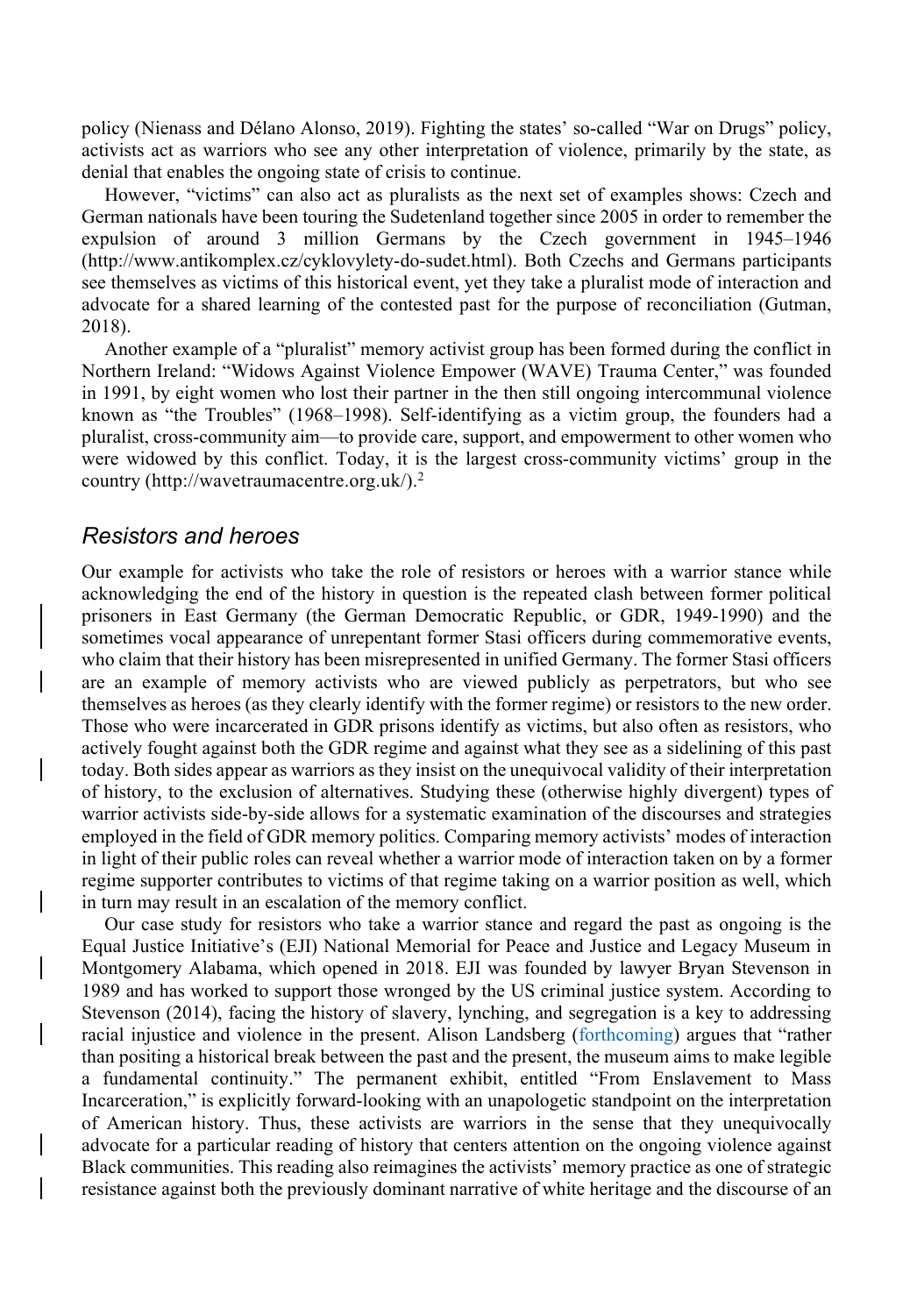policy (Nienass and Délano Alonso, 2019). Fighting the states' so-called "War on Drugs" policy, activists act as warriors who see any other interpretation of violence, primarily by the state, as denial that enables the ongoing state of crisis to continue.

However, "victims" can also act as pluralists as the next set of examples shows: Czech and German nationals have been touring the Sudetenland together since 2005 in order to remember the expulsion of around 3 million Germans by the Czech government in 1945–1946 (http://www.antikomplex.cz/cyklovylety-do-sudet.html). Both Czechs and Germans participants see themselves as victims of this historical event, yet they take a pluralist mode of interaction and advocate for a shared learning of the contested past for the purpose of reconciliation (Gutman, 2018).

Another example of a "pluralist" memory activist group has been formed during the conflict in Northern Ireland: "Widows Against Violence Empower (WAVE) Trauma Center," was founded in 1991, by eight women who lost their partner in the then still ongoing intercommunal violence known as "the Troubles" (1968–1998). Self-identifying as a victim group, the founders had a pluralist, cross-community aim—to provide care, support, and empowerment to other women who were widowed by this conflict. Today, it is the largest cross-community victims' group in the country (http://wavetraumacentre.org.uk/).[2]

## *Resistors and heroes*

Our example for activists who take the role of resistors or heroes with a warrior stance while acknowledging the end of the history in question is the repeated clash between former political prisoners in East Germany (the German Democratic Republic, or GDR, 1949-1990) and the sometimes vocal appearance of unrepentant former Stasi officers during commemorative events, who claim that their history has been misrepresented in unified Germany. The former Stasi officers are an example of memory activists who are viewed publicly as perpetrators, but who see themselves as heroes (as they clearly identify with the former regime) or resistors to the new order. Those who were incarcerated in GDR prisons identify as victims, but also often as resistors, who actively fought against both the GDR regime and against what they see as a sidelining of this past today. Both sides appear as warriors as they insist on the unequivocal validity of their interpretation of history, to the exclusion of alternatives. Studying these (otherwise highly divergent) types of warrior activists side-by-side allows for a systematic examination of the discourses and strategies employed in the field of GDR memory politics. Comparing memory activists' modes of interaction in light of their public roles can reveal whether a warrior mode of interaction taken on by a former regime supporter contributes to victims of that regime taking on a warrior position as well, which in turn may result in an escalation of the memory conflict.

Our case study for resistors who take a warrior stance and regard the past as ongoing is the Equal Justice Initiative's (EJI) National Memorial for Peace and Justice and Legacy Museum in Montgomery Alabama, which opened in 2018. EJI was founded by lawyer Bryan Stevenson in 1989 and has worked to support those wronged by the US criminal justice system. According to Stevenson (2014), facing the history of slavery, lynching, and segregation is a key to addressing racial injustice and violence in the present. Alison Landsberg (forthcoming) argues that "rather than positing a historical break between the past and the present, the museum aims to make legible a fundamental continuity." The permanent exhibit, entitled "From Enslavement to Mass Incarceration," is explicitly forward-looking with an unapologetic standpoint on the interpretation of American history. Thus, these activists are warriors in the sense that they unequivocally advocate for a particular reading of history that centers attention on the ongoing violence against Black communities. This reading also reimagines the activists' memory practice as one of strategic resistance against both the previously dominant narrative of white heritage and the discourse of an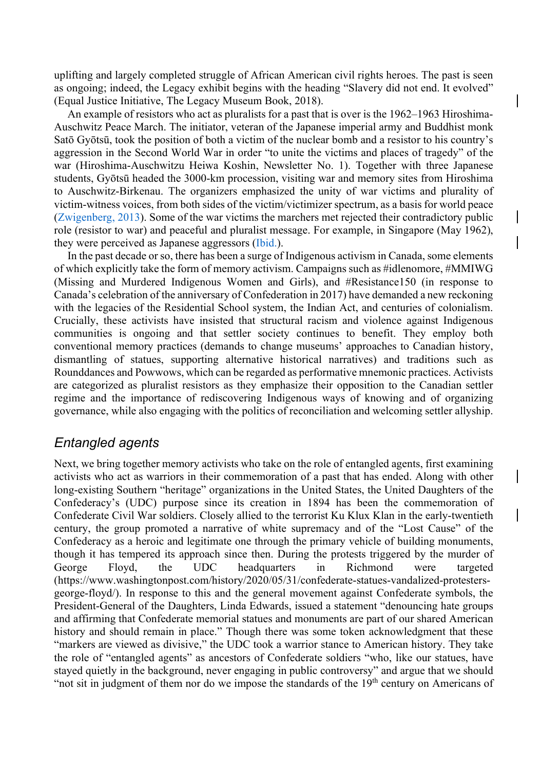uplifting and largely completed struggle of African American civil rights heroes. The past is seen as ongoing; indeed, the Legacy exhibit begins with the heading "Slavery did not end. It evolved" (Equal Justice Initiative, The Legacy Museum Book, 2018).

An example of resistors who act as pluralists for a past that is over is the 1962–1963 Hiroshima-Auschwitz Peace March. The initiator, veteran of the Japanese imperial army and Buddhist monk Satō Gyōtsū, took the position of both a victim of the nuclear bomb and a resistor to his country's aggression in the Second World War in order "to unite the victims and places of tragedy" of the war (Hiroshima-Auschwitzu Heiwa Koshin, Newsletter No. 1). Together with three Japanese students, Gyōtsū headed the 3000-km procession, visiting war and memory sites from Hiroshima to Auschwitz-Birkenau. The organizers emphasized the unity of war victims and plurality of victim-witness voices, from both sides of the victim/victimizer spectrum, as a basis for world peace (Zwigenberg, 2013). Some of the war victims the marchers met rejected their contradictory public role (resistor to war) and peaceful and pluralist message. For example, in Singapore (May 1962), they were perceived as Japanese aggressors (Ibid.).

In the past decade or so, there has been a surge of Indigenous activism in Canada, some elements of which explicitly take the form of memory activism. Campaigns such as #idlenomore, #MMIWG (Missing and Murdered Indigenous Women and Girls), and #Resistance150 (in response to Canada's celebration of the anniversary of Confederation in 2017) have demanded a new reckoning with the legacies of the Residential School system, the Indian Act, and centuries of colonialism. Crucially, these activists have insisted that structural racism and violence against Indigenous communities is ongoing and that settler society continues to benefit. They employ both conventional memory practices (demands to change museums' approaches to Canadian history, dismantling of statues, supporting alternative historical narratives) and traditions such as Rounddances and Powwows, which can be regarded as performative mnemonic practices. Activists are categorized as pluralist resistors as they emphasize their opposition to the Canadian settler regime and the importance of rediscovering Indigenous ways of knowing and of organizing governance, while also engaging with the politics of reconciliation and welcoming settler allyship.

## *Entangled agents*

Next, we bring together memory activists who take on the role of entangled agents, first examining activists who act as warriors in their commemoration of a past that has ended. Along with other long-existing Southern "heritage" organizations in the United States, the United Daughters of the Confederacy's (UDC) purpose since its creation in 1894 has been the commemoration of Confederate Civil War soldiers. Closely allied to the terrorist Ku Klux Klan in the early-twentieth century, the group promoted a narrative of white supremacy and of the "Lost Cause" of the Confederacy as a heroic and legitimate one through the primary vehicle of building monuments, though it has tempered its approach since then. During the protests triggered by the murder of George Floyd, the UDC headquarters in Richmond were targeted (https://www.washingtonpost.com/history/2020/05/31/confederate-statues-vandalized-protesters-george-floyd/). In response to this and the general movement against Confederate symbols, the President-General of the Daughters, Linda Edwards, issued a statement "denouncing hate groups and affirming that Confederate memorial statues and monuments are part of our shared American history and should remain in place." Though there was some token acknowledgment that these "markers are viewed as divisive," the UDC took a warrior stance to American history. They take the role of "entangled agents" as ancestors of Confederate soldiers "who, like our statues, have stayed quietly in the background, never engaging in public controversy" and argue that we should "not sit in judgment of them nor do we impose the standards of the 19th century on Americans of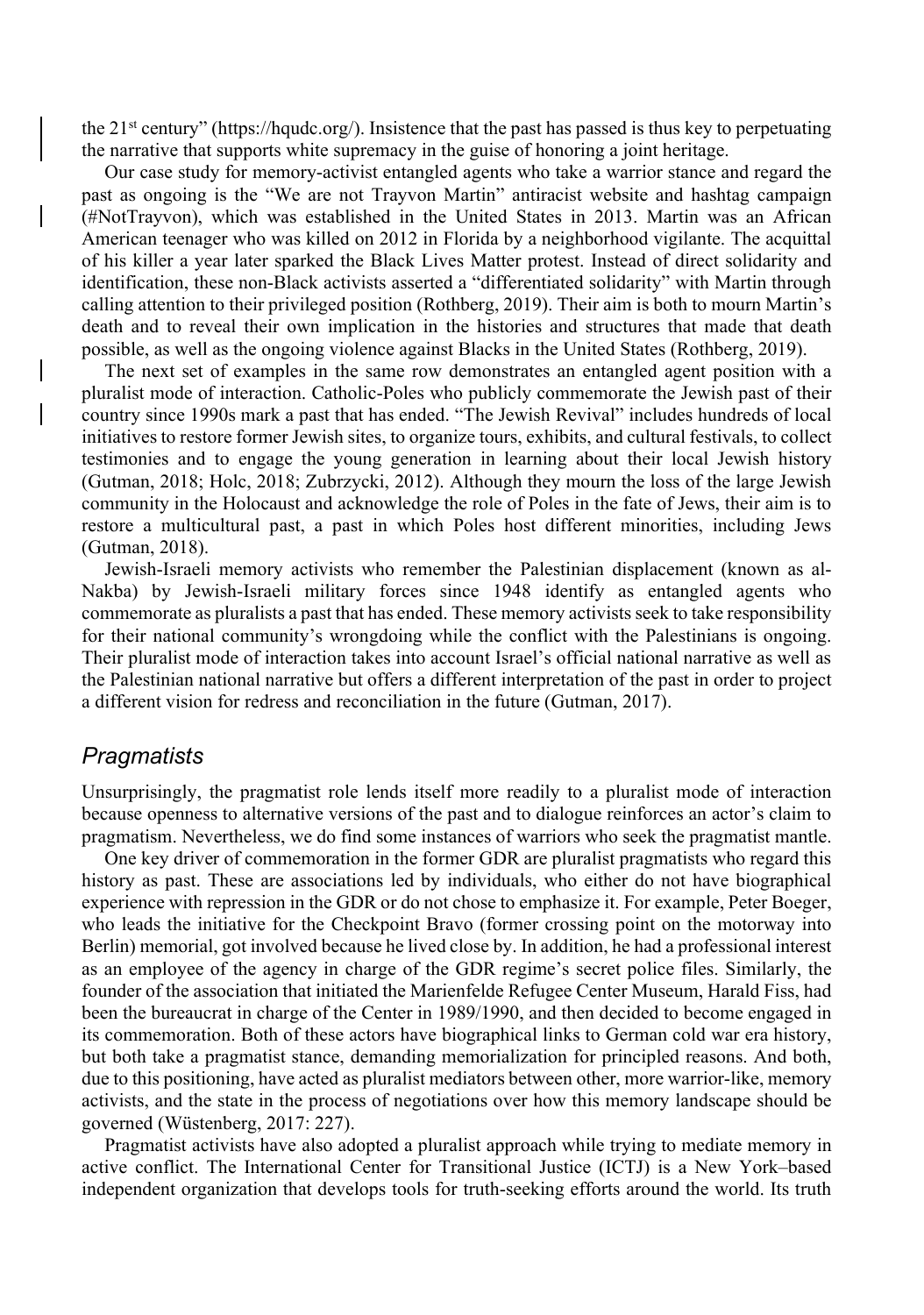the 21st century" (https://hqudc.org/). Insistence that the past has passed is thus key to perpetuating the narrative that supports white supremacy in the guise of honoring a joint heritage.

Our case study for memory-activist entangled agents who take a warrior stance and regard the past as ongoing is the "We are not Trayvon Martin" antiracist website and hashtag campaign (#NotTrayvon), which was established in the United States in 2013. Martin was an African American teenager who was killed on 2012 in Florida by a neighborhood vigilante. The acquittal of his killer a year later sparked the Black Lives Matter protest. Instead of direct solidarity and identification, these non-Black activists asserted a "differentiated solidarity" with Martin through calling attention to their privileged position (Rothberg, 2019). Their aim is both to mourn Martin's death and to reveal their own implication in the histories and structures that made that death possible, as well as the ongoing violence against Blacks in the United States (Rothberg, 2019).

The next set of examples in the same row demonstrates an entangled agent position with a pluralist mode of interaction. Catholic-Poles who publicly commemorate the Jewish past of their country since 1990s mark a past that has ended. "The Jewish Revival" includes hundreds of local initiatives to restore former Jewish sites, to organize tours, exhibits, and cultural festivals, to collect testimonies and to engage the young generation in learning about their local Jewish history (Gutman, 2018; Holc, 2018; Zubrzycki, 2012). Although they mourn the loss of the large Jewish community in the Holocaust and acknowledge the role of Poles in the fate of Jews, their aim is to restore a multicultural past, a past in which Poles host different minorities, including Jews (Gutman, 2018).

Jewish-Israeli memory activists who remember the Palestinian displacement (known as al-Nakba) by Jewish-Israeli military forces since 1948 identify as entangled agents who commemorate as pluralists a past that has ended. These memory activists seek to take responsibility for their national community's wrongdoing while the conflict with the Palestinians is ongoing. Their pluralist mode of interaction takes into account Israel's official national narrative as well as the Palestinian national narrative but offers a different interpretation of the past in order to project a different vision for redress and reconciliation in the future (Gutman, 2017).

## *Pragmatists*

Unsurprisingly, the pragmatist role lends itself more readily to a pluralist mode of interaction because openness to alternative versions of the past and to dialogue reinforces an actor's claim to pragmatism. Nevertheless, we do find some instances of warriors who seek the pragmatist mantle.

One key driver of commemoration in the former GDR are pluralist pragmatists who regard this history as past. These are associations led by individuals, who either do not have biographical experience with repression in the GDR or do not chose to emphasize it. For example, Peter Boeger, who leads the initiative for the Checkpoint Bravo (former crossing point on the motorway into Berlin) memorial, got involved because he lived close by. In addition, he had a professional interest as an employee of the agency in charge of the GDR regime's secret police files. Similarly, the founder of the association that initiated the Marienfelde Refugee Center Museum, Harald Fiss, had been the bureaucrat in charge of the Center in 1989/1990, and then decided to become engaged in its commemoration. Both of these actors have biographical links to German cold war era history, but both take a pragmatist stance, demanding memorialization for principled reasons. And both, due to this positioning, have acted as pluralist mediators between other, more warrior-like, memory activists, and the state in the process of negotiations over how this memory landscape should be governed (Wüstenberg, 2017: 227).

Pragmatist activists have also adopted a pluralist approach while trying to mediate memory in active conflict. The International Center for Transitional Justice (ICTJ) is a New York–based independent organization that develops tools for truth-seeking efforts around the world. Its truth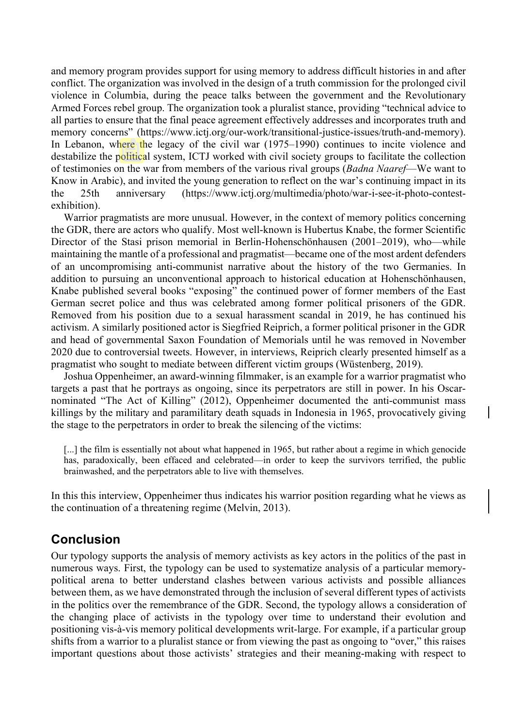and memory program provides support for using memory to address difficult histories in and after conflict. The organization was involved in the design of a truth commission for the prolonged civil violence in Columbia, during the peace talks between the government and the Revolutionary Armed Forces rebel group. The organization took a pluralist stance, providing "technical advice to all parties to ensure that the final peace agreement effectively addresses and incorporates truth and memory concerns" (https://www.ictj.org/our-work/transitional-justice-issues/truth-and-memory). In Lebanon, where the legacy of the civil war (1975–1990) continues to incite violence and destabilize the political system, ICTJ worked with civil society groups to facilitate the collection of testimonies on the war from members of the various rival groups (*Badna Naaref*—We want to Know in Arabic), and invited the young generation to reflect on the war's continuing impact in its the 25th anniversary (https://www.ictj.org/multimedia/photo/war-i-see-it-photo-contest-exhibition).

Warrior pragmatists are more unusual. However, in the context of memory politics concerning the GDR, there are actors who qualify. Most well-known is Hubertus Knabe, the former Scientific Director of the Stasi prison memorial in Berlin-Hohenschönhausen (2001–2019), who—while maintaining the mantle of a professional and pragmatist—became one of the most ardent defenders of an uncompromising anti-communist narrative about the history of the two Germanies. In addition to pursuing an unconventional approach to historical education at Hohenschönhausen, Knabe published several books "exposing" the continued power of former members of the East German secret police and thus was celebrated among former political prisoners of the GDR. Removed from his position due to a sexual harassment scandal in 2019, he has continued his activism. A similarly positioned actor is Siegfried Reiprich, a former political prisoner in the GDR and head of governmental Saxon Foundation of Memorials until he was removed in November 2020 due to controversial tweets. However, in interviews, Reiprich clearly presented himself as a pragmatist who sought to mediate between different victim groups (Wüstenberg, 2019).

Joshua Oppenheimer, an award-winning filmmaker, is an example for a warrior pragmatist who targets a past that he portrays as ongoing, since its perpetrators are still in power. In his Oscar-nominated "The Act of Killing" (2012), Oppenheimer documented the anti-communist mass killings by the military and paramilitary death squads in Indonesia in 1965, provocatively giving the stage to the perpetrators in order to break the silencing of the victims:

> [...] the film is essentially not about what happened in 1965, but rather about a regime in which genocide has, paradoxically, been effaced and celebrated—in order to keep the survivors terrified, the public brainwashed, and the perpetrators able to live with themselves.

In this this interview, Oppenheimer thus indicates his warrior position regarding what he views as the continuation of a threatening regime (Melvin, 2013).

## Conclusion

Our typology supports the analysis of memory activists as key actors in the politics of the past in numerous ways. First, the typology can be used to systematize analysis of a particular memory-political arena to better understand clashes between various activists and possible alliances between them, as we have demonstrated through the inclusion of several different types of activists in the politics over the remembrance of the GDR. Second, the typology allows a consideration of the changing place of activists in the typology over time to understand their evolution and positioning vis-à-vis memory political developments writ-large. For example, if a particular group shifts from a warrior to a pluralist stance or from viewing the past as ongoing to "over," this raises important questions about those activists' strategies and their meaning-making with respect to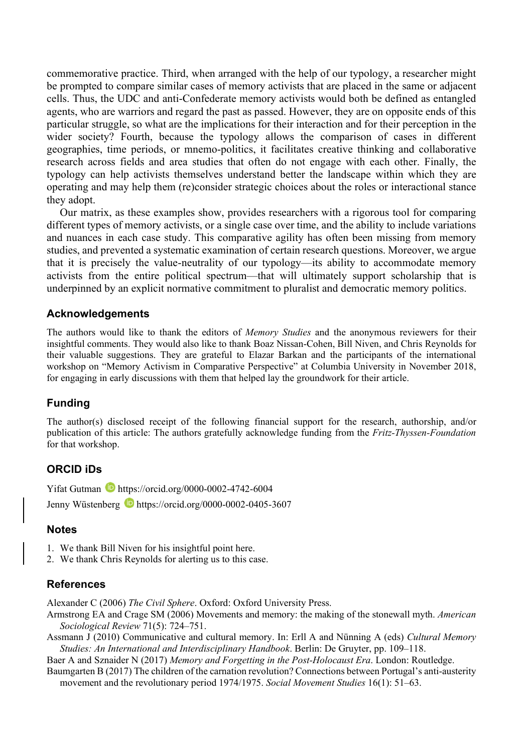commemorative practice. Third, when arranged with the help of our typology, a researcher might be prompted to compare similar cases of memory activists that are placed in the same or adjacent cells. Thus, the UDC and anti-Confederate memory activists would both be defined as entangled agents, who are warriors and regard the past as passed. However, they are on opposite ends of this particular struggle, so what are the implications for their interaction and for their perception in the wider society? Fourth, because the typology allows the comparison of cases in different geographies, time periods, or mnemo-politics, it facilitates creative thinking and collaborative research across fields and area studies that often do not engage with each other. Finally, the typology can help activists themselves understand better the landscape within which they are operating and may help them (re)consider strategic choices about the roles or interactional stance they adopt.

Our matrix, as these examples show, provides researchers with a rigorous tool for comparing different types of memory activists, or a single case over time, and the ability to include variations and nuances in each case study. This comparative agility has often been missing from memory studies, and prevented a systematic examination of certain research questions. Moreover, we argue that it is precisely the value-neutrality of our typology—its ability to accommodate memory activists from the entire political spectrum—that will ultimately support scholarship that is underpinned by an explicit normative commitment to pluralist and democratic memory politics.

## Acknowledgements

The authors would like to thank the editors of *Memory Studies* and the anonymous reviewers for their insightful comments. They would also like to thank Boaz Nissan-Cohen, Bill Niven, and Chris Reynolds for their valuable suggestions. They are grateful to Elazar Barkan and the participants of the international workshop on "Memory Activism in Comparative Perspective" at Columbia University in November 2018, for engaging in early discussions with them that helped lay the groundwork for their article.

## Funding

The author(s) disclosed receipt of the following financial support for the research, authorship, and/or publication of this article: The authors gratefully acknowledge funding from the *Fritz-Thyssen-Foundation* for that workshop.

## ORCID iDs

Yifat Gutman https://orcid.org/0000-0002-4742-6004

Jenny Wüstenberg https://orcid.org/0000-0002-0405-3607

## Notes

1. We thank Bill Niven for his insightful point here.
2. We thank Chris Reynolds for alerting us to this case.

## References

Alexander C (2006) *The Civil Sphere*. Oxford: Oxford University Press.

Armstrong EA and Crage SM (2006) Movements and memory: the making of the stonewall myth. *American Sociological Review* 71(5): 724–751.

Assmann J (2010) Communicative and cultural memory. In: Erll A and Nünning A (eds) *Cultural Memory Studies: An International and Interdisciplinary Handbook*. Berlin: De Gruyter, pp. 109–118.

Baer A and Sznaider N (2017) *Memory and Forgetting in the Post-Holocaust Era*. London: Routledge.

Baumgarten B (2017) The children of the carnation revolution? Connections between Portugal's anti-austerity movement and the revolutionary period 1974/1975. *Social Movement Studies* 16(1): 51–63.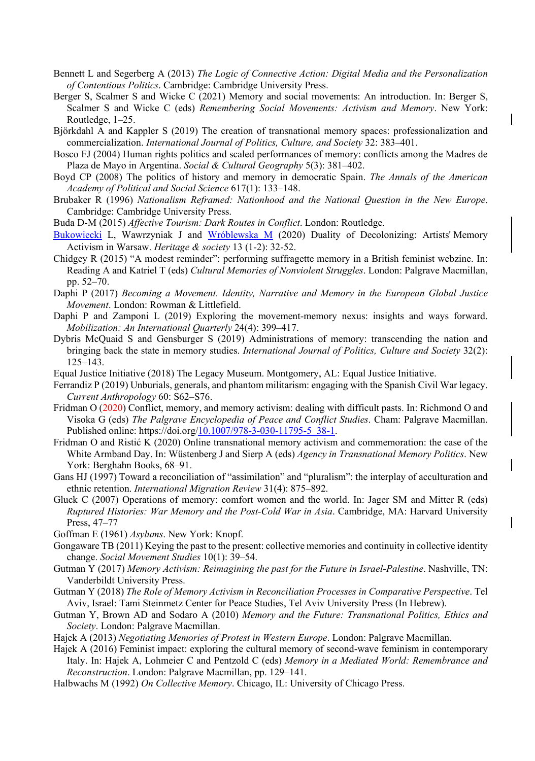Bennett L and Segerberg A (2013) *The Logic of Connective Action: Digital Media and the Personalization of Contentious Politics*. Cambridge: Cambridge University Press.

Berger S, Scalmer S and Wicke C (2021) Memory and social movements: An introduction. In: Berger S, Scalmer S and Wicke C (eds) *Remembering Social Movements: Activism and Memory*. New York: Routledge, 1–25.

Björkdahl A and Kappler S (2019) The creation of transnational memory spaces: professionalization and commercialization. *International Journal of Politics, Culture, and Society* 32: 383–401.

Bosco FJ (2004) Human rights politics and scaled performances of memory: conflicts among the Madres de Plaza de Mayo in Argentina. *Social & Cultural Geography* 5(3): 381–402.

Boyd CP (2008) The politics of history and memory in democratic Spain. *The Annals of the American Academy of Political and Social Science* 617(1): 133–148.

Brubaker R (1996) *Nationalism Reframed: Nationhood and the National Question in the New Europe*. Cambridge: Cambridge University Press.

Buda D-M (2015) *Affective Tourism: Dark Routes in Conflict*. London: Routledge.

Bukowiecki L, Wawrzyniak J and Wróblewska M (2020) Duality of Decolonizing: Artists' Memory Activism in Warsaw. *Heritage & society* 13 (1-2): 32-52.

Chidgey R (2015) "A modest reminder": performing suffragette memory in a British feminist webzine. In: Reading A and Katriel T (eds) *Cultural Memories of Nonviolent Struggles*. London: Palgrave Macmillan, pp. 52–70.

Daphi P (2017) *Becoming a Movement. Identity, Narrative and Memory in the European Global Justice Movement*. London: Rowman & Littlefield.

Daphi P and Zamponi L (2019) Exploring the movement-memory nexus: insights and ways forward. *Mobilization: An International Quarterly* 24(4): 399–417.

Dybris McQuaid S and Gensburger S (2019) Administrations of memory: transcending the nation and bringing back the state in memory studies. *International Journal of Politics, Culture and Society* 32(2): 125–143.

Equal Justice Initiative (2018) The Legacy Museum. Montgomery, AL: Equal Justice Initiative.

Ferrandiz P (2019) Unburials, generals, and phantom militarism: engaging with the Spanish Civil War legacy. *Current Anthropology* 60: S62–S76.

Fridman O (2020) Conflict, memory, and memory activism: dealing with difficult pasts. In: Richmond O and Visoka G (eds) *The Palgrave Encyclopedia of Peace and Conflict Studies*. Cham: Palgrave Macmillan. Published online: https://doi.org/10.1007/978-3-030-11795-5_38-1.

Fridman O and Ristić K (2020) Online transnational memory activism and commemoration: the case of the White Armband Day. In: Wüstenberg J and Sierp A (eds) *Agency in Transnational Memory Politics*. New York: Berghahn Books, 68–91.

Gans HJ (1997) Toward a reconciliation of "assimilation" and "pluralism": the interplay of acculturation and ethnic retention. *International Migration Review* 31(4): 875–892.

Gluck C (2007) Operations of memory: comfort women and the world. In: Jager SM and Mitter R (eds) *Ruptured Histories: War Memory and the Post-Cold War in Asia*. Cambridge, MA: Harvard University Press, 47–77

Goffman E (1961) *Asylums*. New York: Knopf.

Gongaware TB (2011) Keying the past to the present: collective memories and continuity in collective identity change. *Social Movement Studies* 10(1): 39–54.

Gutman Y (2017) *Memory Activism: Reimagining the past for the Future in Israel-Palestine*. Nashville, TN: Vanderbildt University Press.

Gutman Y (2018) *The Role of Memory Activism in Reconciliation Processes in Comparative Perspective*. Tel Aviv, Israel: Tami Steinmetz Center for Peace Studies, Tel Aviv University Press (In Hebrew).

Gutman Y, Brown AD and Sodaro A (2010) *Memory and the Future: Transnational Politics, Ethics and Society*. London: Palgrave Macmillan.

Hajek A (2013) *Negotiating Memories of Protest in Western Europe*. London: Palgrave Macmillan.

Hajek A (2016) Feminist impact: exploring the cultural memory of second-wave feminism in contemporary Italy. In: Hajek A, Lohmeier C and Pentzold C (eds) *Memory in a Mediated World: Remembrance and Reconstruction*. London: Palgrave Macmillan, pp. 129–141.

Halbwachs M (1992) *On Collective Memory*. Chicago, IL: University of Chicago Press.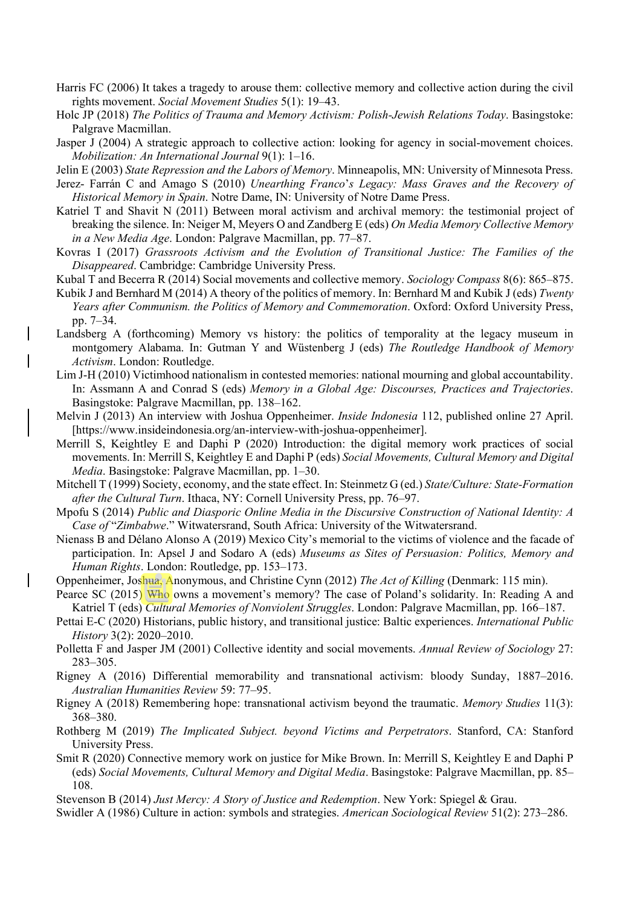Harris FC (2006) It takes a tragedy to arouse them: collective memory and collective action during the civil rights movement. *Social Movement Studies* 5(1): 19–43.

Holc JP (2018) *The Politics of Trauma and Memory Activism: Polish-Jewish Relations Today*. Basingstoke: Palgrave Macmillan.

Jasper J (2004) A strategic approach to collective action: looking for agency in social-movement choices. *Mobilization: An International Journal* 9(1): 1–16.

Jelin E (2003) *State Repression and the Labors of Memory*. Minneapolis, MN: University of Minnesota Press.

Jerez- Farrán C and Amago S (2010) *Unearthing Franco's Legacy: Mass Graves and the Recovery of Historical Memory in Spain*. Notre Dame, IN: University of Notre Dame Press.

Katriel T and Shavit N (2011) Between moral activism and archival memory: the testimonial project of breaking the silence. In: Neiger M, Meyers O and Zandberg E (eds) *On Media Memory Collective Memory in a New Media Age*. London: Palgrave Macmillan, pp. 77–87.

Kovras I (2017) *Grassroots Activism and the Evolution of Transitional Justice: The Families of the Disappeared*. Cambridge: Cambridge University Press.

Kubal T and Becerra R (2014) Social movements and collective memory. *Sociology Compass* 8(6): 865–875.

Kubik J and Bernhard M (2014) A theory of the politics of memory. In: Bernhard M and Kubik J (eds) *Twenty Years after Communism. the Politics of Memory and Commemoration*. Oxford: Oxford University Press, pp. 7–34.

Landsberg A (forthcoming) Memory vs history: the politics of temporality at the legacy museum in montgomery Alabama. In: Gutman Y and Wüstenberg J (eds) *The Routledge Handbook of Memory Activism*. London: Routledge.

Lim J-H (2010) Victimhood nationalism in contested memories: national mourning and global accountability. In: Assmann A and Conrad S (eds) *Memory in a Global Age: Discourses, Practices and Trajectories*. Basingstoke: Palgrave Macmillan, pp. 138–162.

Melvin J (2013) An interview with Joshua Oppenheimer. *Inside Indonesia* 112, published online 27 April. [https://www.insideindonesia.org/an-interview-with-joshua-oppenheimer].

Merrill S, Keightley E and Daphi P (2020) Introduction: the digital memory work practices of social movements. In: Merrill S, Keightley E and Daphi P (eds) *Social Movements, Cultural Memory and Digital Media*. Basingstoke: Palgrave Macmillan, pp. 1–30.

Mitchell T (1999) Society, economy, and the state effect. In: Steinmetz G (ed.) *State/Culture: State-Formation after the Cultural Turn*. Ithaca, NY: Cornell University Press, pp. 76–97.

Mpofu S (2014) *Public and Diasporic Online Media in the Discursive Construction of National Identity: A Case of* "*Zimbabwe*." Witwatersrand, South Africa: University of the Witwatersrand.

Nienass B and Délano Alonso A (2019) Mexico City's memorial to the victims of violence and the facade of participation. In: Apsel J and Sodaro A (eds) *Museums as Sites of Persuasion: Politics, Memory and Human Rights*. London: Routledge, pp. 153–173.

Oppenheimer, Joshua, Anonymous, and Christine Cynn (2012) *The Act of Killing* (Denmark: 115 min).

Pearce SC (2015) Who owns a movement's memory? The case of Poland's solidarity. In: Reading A and Katriel T (eds) *Cultural Memories of Nonviolent Struggles*. London: Palgrave Macmillan, pp. 166–187.

Pettai E-C (2020) Historians, public history, and transitional justice: Baltic experiences. *International Public History* 3(2): 2020–2010.

Polletta F and Jasper JM (2001) Collective identity and social movements. *Annual Review of Sociology* 27: 283–305.

Rigney A (2016) Differential memorability and transnational activism: bloody Sunday, 1887–2016. *Australian Humanities Review* 59: 77–95.

Rigney A (2018) Remembering hope: transnational activism beyond the traumatic. *Memory Studies* 11(3): 368–380.

Rothberg M (2019) *The Implicated Subject. beyond Victims and Perpetrators*. Stanford, CA: Stanford University Press.

Smit R (2020) Connective memory work on justice for Mike Brown. In: Merrill S, Keightley E and Daphi P (eds) *Social Movements, Cultural Memory and Digital Media*. Basingstoke: Palgrave Macmillan, pp. 85–108.

Stevenson B (2014) *Just Mercy: A Story of Justice and Redemption*. New York: Spiegel & Grau.

Swidler A (1986) Culture in action: symbols and strategies. *American Sociological Review* 51(2): 273–286.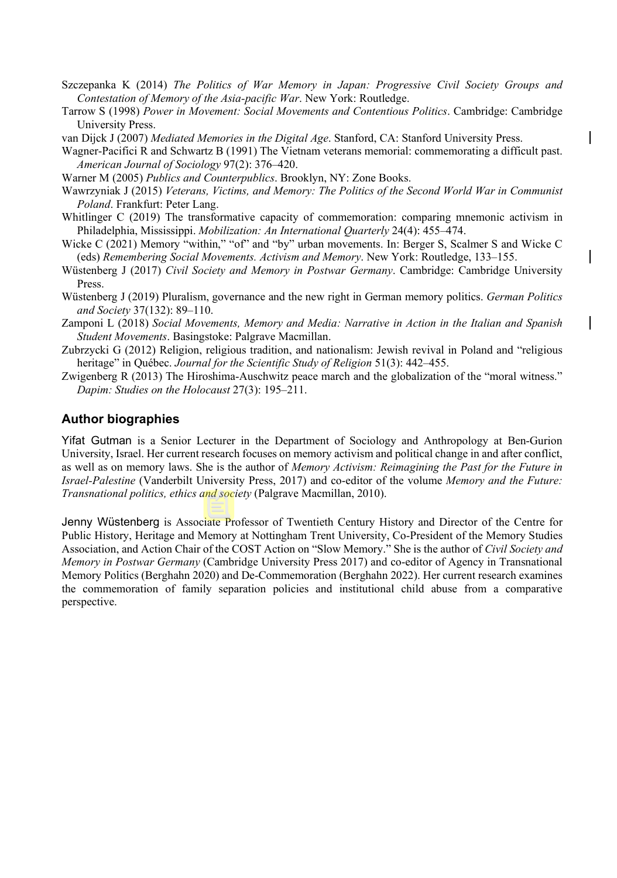Szczepanka K (2014) *The Politics of War Memory in Japan: Progressive Civil Society Groups and Contestation of Memory of the Asia-pacific War*. New York: Routledge.

Tarrow S (1998) *Power in Movement: Social Movements and Contentious Politics*. Cambridge: Cambridge University Press.

van Dijck J (2007) *Mediated Memories in the Digital Age*. Stanford, CA: Stanford University Press.

Wagner-Pacifici R and Schwartz B (1991) The Vietnam veterans memorial: commemorating a difficult past. *American Journal of Sociology* 97(2): 376–420.

Warner M (2005) *Publics and Counterpublics*. Brooklyn, NY: Zone Books.

Wawrzyniak J (2015) *Veterans, Victims, and Memory: The Politics of the Second World War in Communist Poland*. Frankfurt: Peter Lang.

Whitlinger C (2019) The transformative capacity of commemoration: comparing mnemonic activism in Philadelphia, Mississippi. *Mobilization: An International Quarterly* 24(4): 455–474.

Wicke C (2021) Memory "within," "of" and "by" urban movements. In: Berger S, Scalmer S and Wicke C (eds) *Remembering Social Movements. Activism and Memory*. New York: Routledge, 133–155.

Wüstenberg J (2017) *Civil Society and Memory in Postwar Germany*. Cambridge: Cambridge University Press.

Wüstenberg J (2019) Pluralism, governance and the new right in German memory politics. *German Politics and Society* 37(132): 89–110.

Zamponi L (2018) *Social Movements, Memory and Media: Narrative in Action in the Italian and Spanish Student Movements*. Basingstoke: Palgrave Macmillan.

Zubrzycki G (2012) Religion, religious tradition, and nationalism: Jewish revival in Poland and "religious heritage" in Québec. *Journal for the Scientific Study of Religion* 51(3): 442–455.

Zwigenberg R (2013) The Hiroshima-Auschwitz peace march and the globalization of the "moral witness." *Dapim: Studies on the Holocaust* 27(3): 195–211.

## Author biographies

Yifat Gutman is a Senior Lecturer in the Department of Sociology and Anthropology at Ben-Gurion University, Israel. Her current research focuses on memory activism and political change in and after conflict, as well as on memory laws. She is the author of *Memory Activism: Reimagining the Past for the Future in Israel-Palestine* (Vanderbilt University Press, 2017) and co-editor of the volume *Memory and the Future: Transnational politics, ethics and society* (Palgrave Macmillan, 2010).

Jenny Wüstenberg is Associate Professor of Twentieth Century History and Director of the Centre for Public History, Heritage and Memory at Nottingham Trent University, Co-President of the Memory Studies Association, and Action Chair of the COST Action on "Slow Memory." She is the author of *Civil Society and Memory in Postwar Germany* (Cambridge University Press 2017) and co-editor of Agency in Transnational Memory Politics (Berghahn 2020) and De-Commemoration (Berghahn 2022). Her current research examines the commemoration of family separation policies and institutional child abuse from a comparative perspective.